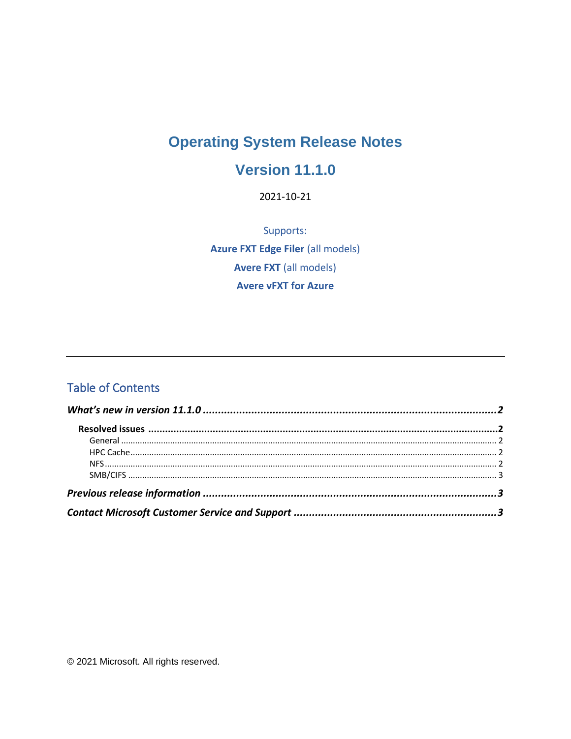# Operating System Release Notes

# Version 11.1.0

2021-10-21

Supports:

**Azure FXT Edge Filer** (all models)

**Avere FXT** (all models)

**Avere vFXT for Azure**

---

## Table of Contents

***What's new in version 11.1.0*** .......... **2**

- **Resolved issues** .......... **2**
  - General .......... 2
  - HPC Cache .......... 2
  - NFS .......... 2
  - SMB/CIFS .......... 3

***Previous release information*** .......... **3**

***Contact Microsoft Customer Service and Support*** .......... **3**

© 2021 Microsoft. All rights reserved.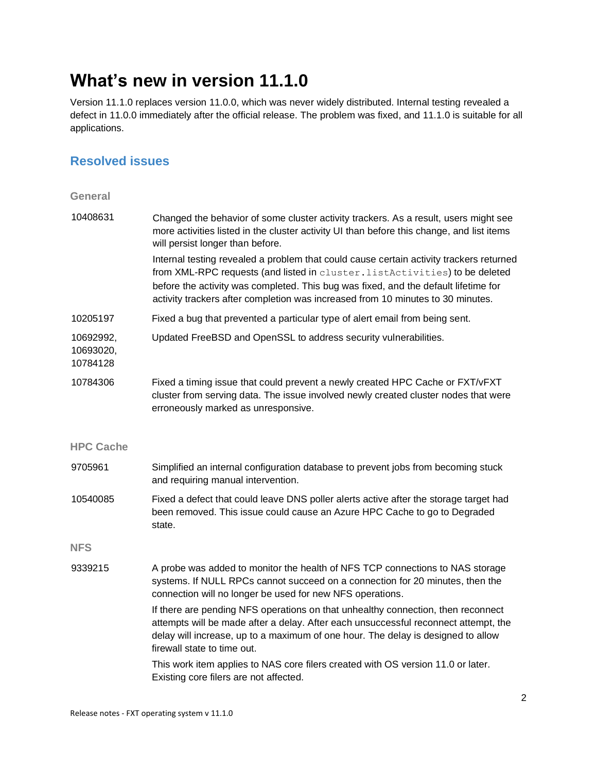# What's new in version 11.1.0

Version 11.1.0 replaces version 11.0.0, which was never widely distributed. Internal testing revealed a defect in 11.0.0 immediately after the official release. The problem was fixed, and 11.1.0 is suitable for all applications.

## Resolved issues

### General

| | |
|---|---|
| 10408631 | Changed the behavior of some cluster activity trackers. As a result, users might see more activities listed in the cluster activity UI than before this change, and list items will persist longer than before.<br>Internal testing revealed a problem that could cause certain activity trackers returned from XML-RPC requests (and listed in `cluster.listActivities`) to be deleted before the activity was completed. This bug was fixed, and the default lifetime for activity trackers after completion was increased from 10 minutes to 30 minutes. |
| 10205197 | Fixed a bug that prevented a particular type of alert email from being sent. |
| 10692992, 10693020, 10784128 | Updated FreeBSD and OpenSSL to address security vulnerabilities. |
| 10784306 | Fixed a timing issue that could prevent a newly created HPC Cache or FXT/vFXT cluster from serving data. The issue involved newly created cluster nodes that were erroneously marked as unresponsive. |

### HPC Cache

| | |
|---|---|
| 9705961 | Simplified an internal configuration database to prevent jobs from becoming stuck and requiring manual intervention. |
| 10540085 | Fixed a defect that could leave DNS poller alerts active after the storage target had been removed. This issue could cause an Azure HPC Cache to go to Degraded state. |

### NFS

| | |
|---|---|
| 9339215 | A probe was added to monitor the health of NFS TCP connections to NAS storage systems. If NULL RPCs cannot succeed on a connection for 20 minutes, then the connection will no longer be used for new NFS operations.<br>If there are pending NFS operations on that unhealthy connection, then reconnect attempts will be made after a delay. After each unsuccessful reconnect attempt, the delay will increase, up to a maximum of one hour. The delay is designed to allow firewall state to time out.<br>This work item applies to NAS core filers created with OS version 11.0 or later. Existing core filers are not affected. |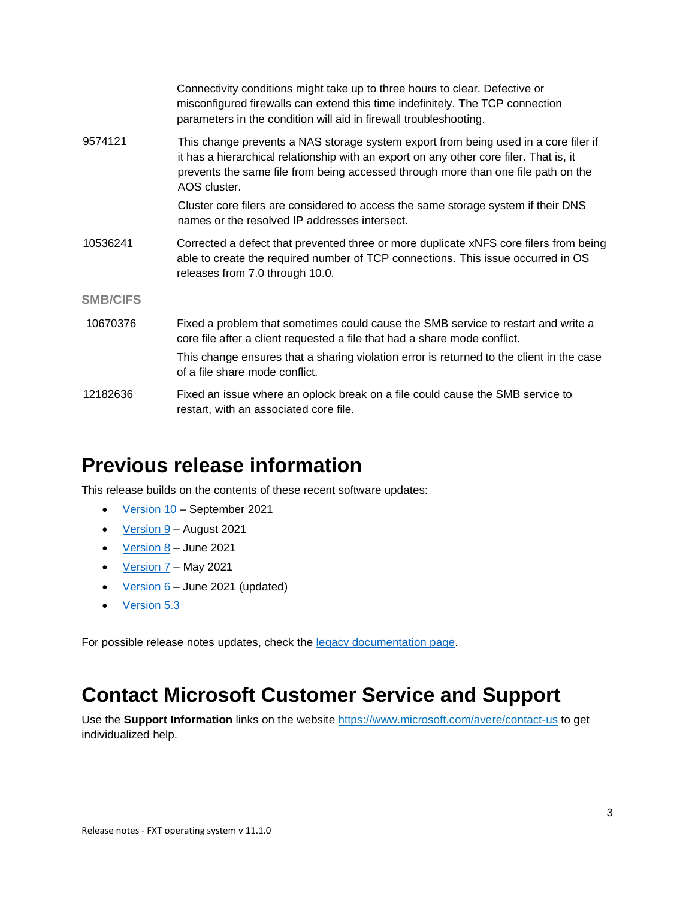| | |
|---|---|
| | Connectivity conditions might take up to three hours to clear. Defective or misconfigured firewalls can extend this time indefinitely. The TCP connection parameters in the condition will aid in firewall troubleshooting. |
| 9574121 | This change prevents a NAS storage system export from being used in a core filer if it has a hierarchical relationship with an export on any other core filer. That is, it prevents the same file from being accessed through more than one file path on the AOS cluster.<br><br>Cluster core filers are considered to access the same storage system if their DNS names or the resolved IP addresses intersect. |
| 10536241 | Corrected a defect that prevented three or more duplicate xNFS core filers from being able to create the required number of TCP connections. This issue occurred in OS releases from 7.0 through 10.0. |

**SMB/CIFS**

| | |
|---|---|
| 10670376 | Fixed a problem that sometimes could cause the SMB service to restart and write a core file after a client requested a file that had a share mode conflict.<br><br>This change ensures that a sharing violation error is returned to the client in the case of a file share mode conflict. |
| 12182636 | Fixed an issue where an oplock break on a file could cause the SMB service to restart, with an associated core file. |

# Previous release information

This release builds on the contents of these recent software updates:

- Version 10 – September 2021
- Version 9 – August 2021
- Version 8 – June 2021
- Version 7 – May 2021
- Version 6 – June 2021 (updated)
- Version 5.3

For possible release notes updates, check the legacy documentation page.

# Contact Microsoft Customer Service and Support

Use the **Support Information** links on the website https://www.microsoft.com/avere/contact-us to get individualized help.